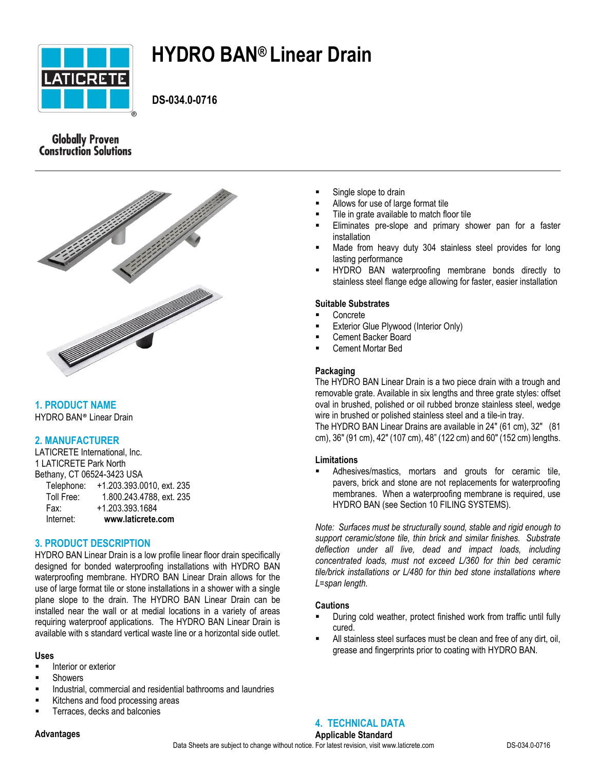# HYDRO BAN® Linear Drain

**DS-034.0-0716**

Globally Proven Construction Solutions

## 1. PRODUCT NAME

HYDRO BAN® Linear Drain

## 2. MANUFACTURER

LATICRETE International, Inc.
1 LATICRETE Park North
Bethany, CT 06524-3423 USA

Telephone: +1.203.393.0010, ext. 235
Toll Free: 1.800.243.4788, ext. 235
Fax: +1.203.393.1684
Internet: **www.laticrete.com**

## 3. PRODUCT DESCRIPTION

HYDRO BAN Linear Drain is a low profile linear floor drain specifically designed for bonded waterproofing installations with HYDRO BAN waterproofing membrane. HYDRO BAN Linear Drain allows for the use of large format tile or stone installations in a shower with a single plane slope to the drain. The HYDRO BAN Linear Drain can be installed near the wall or at medial locations in a variety of areas requiring waterproof applications. The HYDRO BAN Linear Drain is available with s standard vertical waste line or a horizontal side outlet.

### Uses

- Interior or exterior
- Showers
- Industrial, commercial and residential bathrooms and laundries
- Kitchens and food processing areas
- Terraces, decks and balconies

### Advantages

- Single slope to drain
- Allows for use of large format tile
- Tile in grate available to match floor tile
- Eliminates pre-slope and primary shower pan for a faster installation
- Made from heavy duty 304 stainless steel provides for long lasting performance
- HYDRO BAN waterproofing membrane bonds directly to stainless steel flange edge allowing for faster, easier installation

### Suitable Substrates

- Concrete
- Exterior Glue Plywood (Interior Only)
- Cement Backer Board
- Cement Mortar Bed

### Packaging

The HYDRO BAN Linear Drain is a two piece drain with a trough and removable grate. Available in six lengths and three grate styles: offset oval in brushed, polished or oil rubbed bronze stainless steel, wedge wire in brushed or polished stainless steel and a tile-in tray.
The HYDRO BAN Linear Drains are available in 24" (61 cm), 32" (81 cm), 36" (91 cm), 42" (107 cm), 48" (122 cm) and 60" (152 cm) lengths.

### Limitations

- Adhesives/mastics, mortars and grouts for ceramic tile, pavers, brick and stone are not replacements for waterproofing membranes. When a waterproofing membrane is required, use HYDRO BAN (see Section 10 FILING SYSTEMS).

*Note: Surfaces must be structurally sound, stable and rigid enough to support ceramic/stone tile, thin brick and similar finishes. Substrate deflection under all live, dead and impact loads, including concentrated loads, must not exceed L/360 for thin bed ceramic tile/brick installations or L/480 for thin bed stone installations where L=span length.*

### Cautions

- During cold weather, protect finished work from traffic until fully cured.
- All stainless steel surfaces must be clean and free of any dirt, oil, grease and fingerprints prior to coating with HYDRO BAN.

## 4. TECHNICAL DATA

### Applicable Standard

Data Sheets are subject to change without notice. For latest revision, visit www.laticrete.com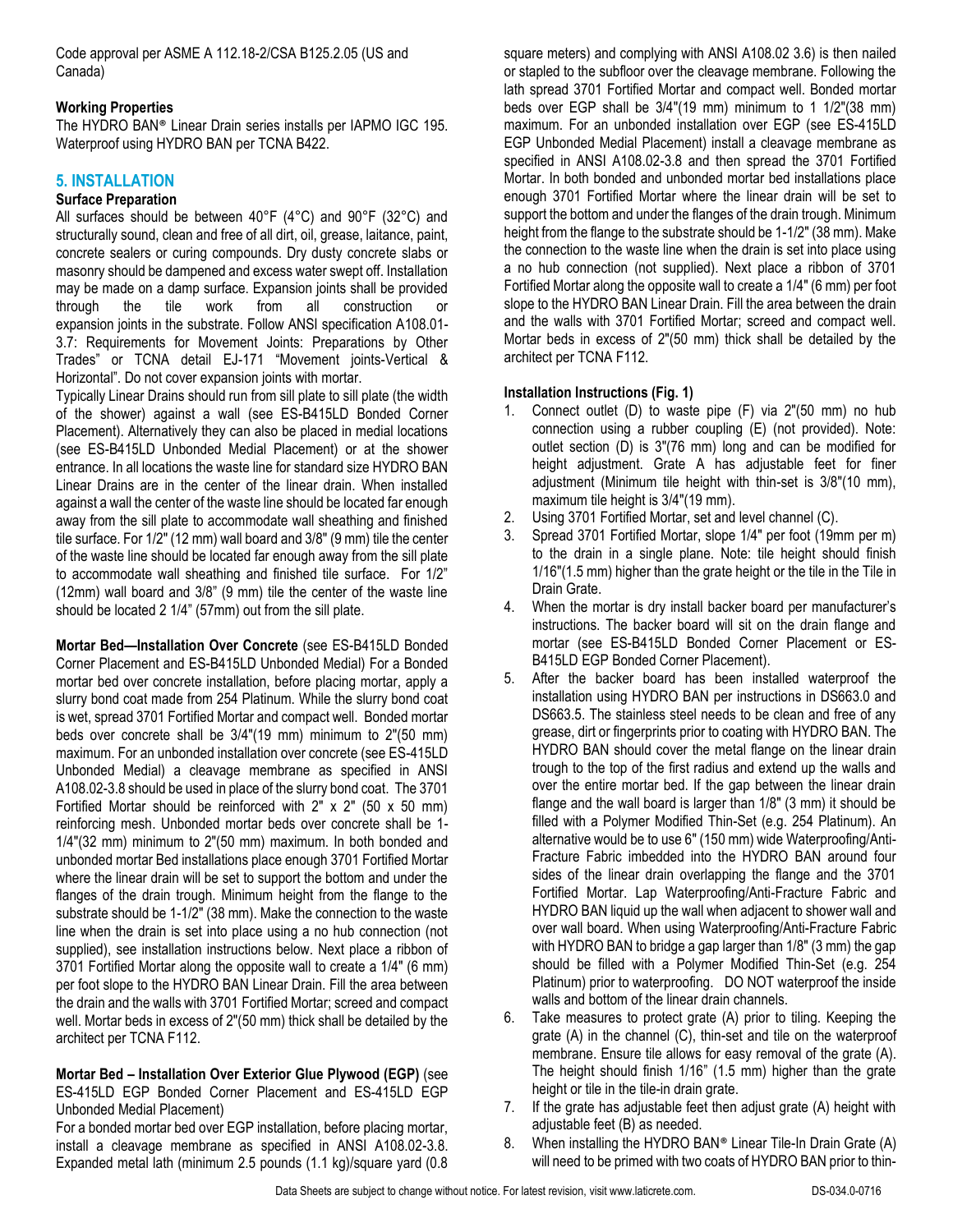Code approval per ASME A 112.18-2/CSA B125.2.05 (US and Canada)

**Working Properties**

The HYDRO BAN® Linear Drain series installs per IAPMO IGC 195. Waterproof using HYDRO BAN per TCNA B422.

## 5. INSTALLATION

**Surface Preparation**

All surfaces should be between 40°F (4°C) and 90°F (32°C) and structurally sound, clean and free of all dirt, oil, grease, laitance, paint, concrete sealers or curing compounds. Dry dusty concrete slabs or masonry should be dampened and excess water swept off. Installation may be made on a damp surface. Expansion joints shall be provided through the tile work from all construction or expansion joints in the substrate. Follow ANSI specification A108.01-3.7: Requirements for Movement Joints: Preparations by Other Trades" or TCNA detail EJ-171 "Movement joints-Vertical & Horizontal". Do not cover expansion joints with mortar.

Typically Linear Drains should run from sill plate to sill plate (the width of the shower) against a wall (see ES-B415LD Bonded Corner Placement). Alternatively they can also be placed in medial locations (see ES-B415LD Unbonded Medial Placement) or at the shower entrance. In all locations the waste line for standard size HYDRO BAN Linear Drains are in the center of the linear drain. When installed against a wall the center of the waste line should be located far enough away from the sill plate to accommodate wall sheathing and finished tile surface. For 1/2" (12 mm) wall board and 3/8" (9 mm) tile the center of the waste line should be located far enough away from the sill plate to accommodate wall sheathing and finished tile surface. For 1/2" (12mm) wall board and 3/8" (9 mm) tile the center of the waste line should be located 2 1/4" (57mm) out from the sill plate.

**Mortar Bed—Installation Over Concrete** (see ES-B415LD Bonded Corner Placement and ES-B415LD Unbonded Medial) For a Bonded mortar bed over concrete installation, before placing mortar, apply a slurry bond coat made from 254 Platinum. While the slurry bond coat is wet, spread 3701 Fortified Mortar and compact well. Bonded mortar beds over concrete shall be 3/4"(19 mm) minimum to 2"(50 mm) maximum. For an unbonded installation over concrete (see ES-415LD Unbonded Medial) a cleavage membrane as specified in ANSI A108.02-3.8 should be used in place of the slurry bond coat. The 3701 Fortified Mortar should be reinforced with 2" x 2" (50 x 50 mm) reinforcing mesh. Unbonded mortar beds over concrete shall be 1-1/4"(32 mm) minimum to 2"(50 mm) maximum. In both bonded and unbonded mortar Bed installations place enough 3701 Fortified Mortar where the linear drain will be set to support the bottom and under the flanges of the drain trough. Minimum height from the flange to the substrate should be 1-1/2" (38 mm). Make the connection to the waste line when the drain is set into place using a no hub connection (not supplied), see installation instructions below. Next place a ribbon of 3701 Fortified Mortar along the opposite wall to create a 1/4" (6 mm) per foot slope to the HYDRO BAN Linear Drain. Fill the area between the drain and the walls with 3701 Fortified Mortar; screed and compact well. Mortar beds in excess of 2"(50 mm) thick shall be detailed by the architect per TCNA F112.

**Mortar Bed – Installation Over Exterior Glue Plywood (EGP)** (see ES-415LD EGP Bonded Corner Placement and ES-415LD EGP Unbonded Medial Placement)

For a bonded mortar bed over EGP installation, before placing mortar, install a cleavage membrane as specified in ANSI A108.02-3.8. Expanded metal lath (minimum 2.5 pounds (1.1 kg)/square yard (0.8 square meters) and complying with ANSI A108.02 3.6) is then nailed or stapled to the subfloor over the cleavage membrane. Following the lath spread 3701 Fortified Mortar and compact well. Bonded mortar beds over EGP shall be 3/4"(19 mm) minimum to 1 1/2"(38 mm) maximum. For an unbonded installation over EGP (see ES-415LD EGP Unbonded Medial Placement) install a cleavage membrane as specified in ANSI A108.02-3.8 and then spread the 3701 Fortified Mortar. In both bonded and unbonded mortar bed installations place enough 3701 Fortified Mortar where the linear drain will be set to support the bottom and under the flanges of the drain trough. Minimum height from the flange to the substrate should be 1-1/2" (38 mm). Make the connection to the waste line when the drain is set into place using a no hub connection (not supplied). Next place a ribbon of 3701 Fortified Mortar along the opposite wall to create a 1/4" (6 mm) per foot slope to the HYDRO BAN Linear Drain. Fill the area between the drain and the walls with 3701 Fortified Mortar; screed and compact well. Mortar beds in excess of 2"(50 mm) thick shall be detailed by the architect per TCNA F112.

**Installation Instructions (Fig. 1)**

1. Connect outlet (D) to waste pipe (F) via 2"(50 mm) no hub connection using a rubber coupling (E) (not provided). Note: outlet section (D) is 3"(76 mm) long and can be modified for height adjustment. Grate A has adjustable feet for finer adjustment (Minimum tile height with thin-set is 3/8"(10 mm), maximum tile height is 3/4"(19 mm).
2. Using 3701 Fortified Mortar, set and level channel (C).
3. Spread 3701 Fortified Mortar, slope 1/4" per foot (19mm per m) to the drain in a single plane. Note: tile height should finish 1/16"(1.5 mm) higher than the grate height or the tile in the Tile in Drain Grate.
4. When the mortar is dry install backer board per manufacturer's instructions. The backer board will sit on the drain flange and mortar (see ES-B415LD Bonded Corner Placement or ES-B415LD EGP Bonded Corner Placement).
5. After the backer board has been installed waterproof the installation using HYDRO BAN per instructions in DS663.0 and DS663.5. The stainless steel needs to be clean and free of any grease, dirt or fingerprints prior to coating with HYDRO BAN. The HYDRO BAN should cover the metal flange on the linear drain trough to the top of the first radius and extend up the walls and over the entire mortar bed. If the gap between the linear drain flange and the wall board is larger than 1/8" (3 mm) it should be filled with a Polymer Modified Thin-Set (e.g. 254 Platinum). An alternative would be to use 6" (150 mm) wide Waterproofing/Anti-Fracture Fabric imbedded into the HYDRO BAN around four sides of the linear drain overlapping the flange and the 3701 Fortified Mortar. Lap Waterproofing/Anti-Fracture Fabric and HYDRO BAN liquid up the wall when adjacent to shower wall and over wall board. When using Waterproofing/Anti-Fracture Fabric with HYDRO BAN to bridge a gap larger than 1/8" (3 mm) the gap should be filled with a Polymer Modified Thin-Set (e.g. 254 Platinum) prior to waterproofing. DO NOT waterproof the inside walls and bottom of the linear drain channels.
6. Take measures to protect grate (A) prior to tiling. Keeping the grate (A) in the channel (C), thin-set and tile on the waterproof membrane. Ensure tile allows for easy removal of the grate (A). The height should finish 1/16" (1.5 mm) higher than the grate height or tile in the tile-in drain grate.
7. If the grate has adjustable feet then adjust grate (A) height with adjustable feet (B) as needed.
8. When installing the HYDRO BAN® Linear Tile-In Drain Grate (A) will need to be primed with two coats of HYDRO BAN prior to thin-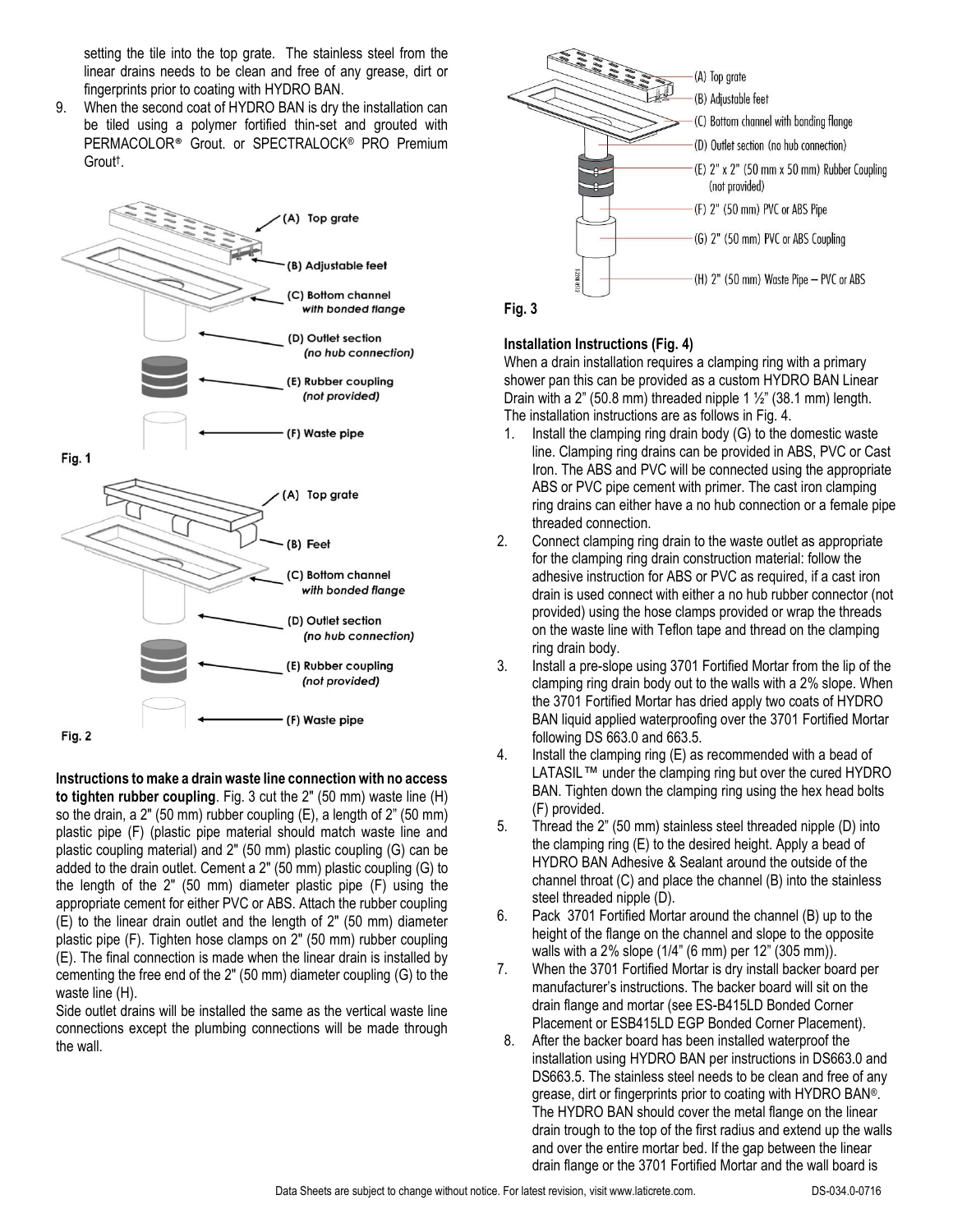setting the tile into the top grate. The stainless steel from the linear drains needs to be clean and free of any grease, dirt or fingerprints prior to coating with HYDRO BAN.

9. When the second coat of HYDRO BAN is dry the installation can be tiled using a polymer fortified thin-set and grouted with PERMACOLOR® Grout. or SPECTRALOCK® PRO Premium Grout†.

(A) Top grate
(B) Adjustable feet
(C) Bottom channel with bonded flange
(D) Outlet section (no hub connection)
(E) Rubber coupling (not provided)
(F) Waste pipe

Fig. 1

(A) Top grate
(B) Feet
(C) Bottom channel with bonded flange
(D) Outlet section (no hub connection)
(E) Rubber coupling (not provided)
(F) Waste pipe

Fig. 2

**Instructions to make a drain waste line connection with no access to tighten rubber coupling**. Fig. 3 cut the 2" (50 mm) waste line (H) so the drain, a 2" (50 mm) rubber coupling (E), a length of 2" (50 mm) plastic pipe (F) (plastic pipe material should match waste line and plastic coupling material) and 2" (50 mm) plastic coupling (G) can be added to the drain outlet. Cement a 2" (50 mm) plastic coupling (G) to the length of the 2" (50 mm) diameter plastic pipe (F) using the appropriate cement for either PVC or ABS. Attach the rubber coupling (E) to the linear drain outlet and the length of 2" (50 mm) diameter plastic pipe (F). Tighten hose clamps on 2" (50 mm) rubber coupling (E). The final connection is made when the linear drain is installed by cementing the free end of the 2" (50 mm) diameter coupling (G) to the waste line (H).

Side outlet drains will be installed the same as the vertical waste line connections except the plumbing connections will be made through the wall.

(A) Top grate
(B) Adjustable feet
(C) Bottom channel with bonding flange
(D) Outlet section (no hub connection)
(E) 2" x 2" (50 mm x 50 mm) Rubber Coupling (not provided)
(F) 2" (50 mm) PVC or ABS Pipe
(G) 2" (50 mm) PVC or ABS Coupling
(H) 2" (50 mm) Waste Pipe – PVC or ABS

**Fig. 3**

**Installation Instructions (Fig. 4)**

When a drain installation requires a clamping ring with a primary shower pan this can be provided as a custom HYDRO BAN Linear Drain with a 2" (50.8 mm) threaded nipple 1 ½" (38.1 mm) length. The installation instructions are as follows in Fig. 4.

1. Install the clamping ring drain body (G) to the domestic waste line. Clamping ring drains can be provided in ABS, PVC or Cast Iron. The ABS and PVC will be connected using the appropriate ABS or PVC pipe cement with primer. The cast iron clamping ring drains can either have a no hub connection or a female pipe threaded connection.
2. Connect clamping ring drain to the waste outlet as appropriate for the clamping ring drain construction material: follow the adhesive instruction for ABS or PVC as required, if a cast iron drain is used connect with either a no hub rubber connector (not provided) using the hose clamps provided or wrap the threads on the waste line with Teflon tape and thread on the clamping ring drain body.
3. Install a pre-slope using 3701 Fortified Mortar from the lip of the clamping ring drain body out to the walls with a 2% slope. When the 3701 Fortified Mortar has dried apply two coats of HYDRO BAN liquid applied waterproofing over the 3701 Fortified Mortar following DS 663.0 and 663.5.
4. Install the clamping ring (E) as recommended with a bead of LATASIL™ under the clamping ring but over the cured HYDRO BAN. Tighten down the clamping ring using the hex head bolts (F) provided.
5. Thread the 2" (50 mm) stainless steel threaded nipple (D) into the clamping ring (E) to the desired height. Apply a bead of HYDRO BAN Adhesive & Sealant around the outside of the channel throat (C) and place the channel (B) into the stainless steel threaded nipple (D).
6. Pack 3701 Fortified Mortar around the channel (B) up to the height of the flange on the channel and slope to the opposite walls with a 2% slope (1/4" (6 mm) per 12" (305 mm)).
7. When the 3701 Fortified Mortar is dry install backer board per manufacturer's instructions. The backer board will sit on the drain flange and mortar (see ES-B415LD Bonded Corner Placement or ESB415LD EGP Bonded Corner Placement).
8. After the backer board has been installed waterproof the installation using HYDRO BAN per instructions in DS663.0 and DS663.5. The stainless steel needs to be clean and free of any grease, dirt or fingerprints prior to coating with HYDRO BAN®. The HYDRO BAN should cover the metal flange on the linear drain trough to the top of the first radius and extend up the walls and over the entire mortar bed. If the gap between the linear drain flange or the 3701 Fortified Mortar and the wall board is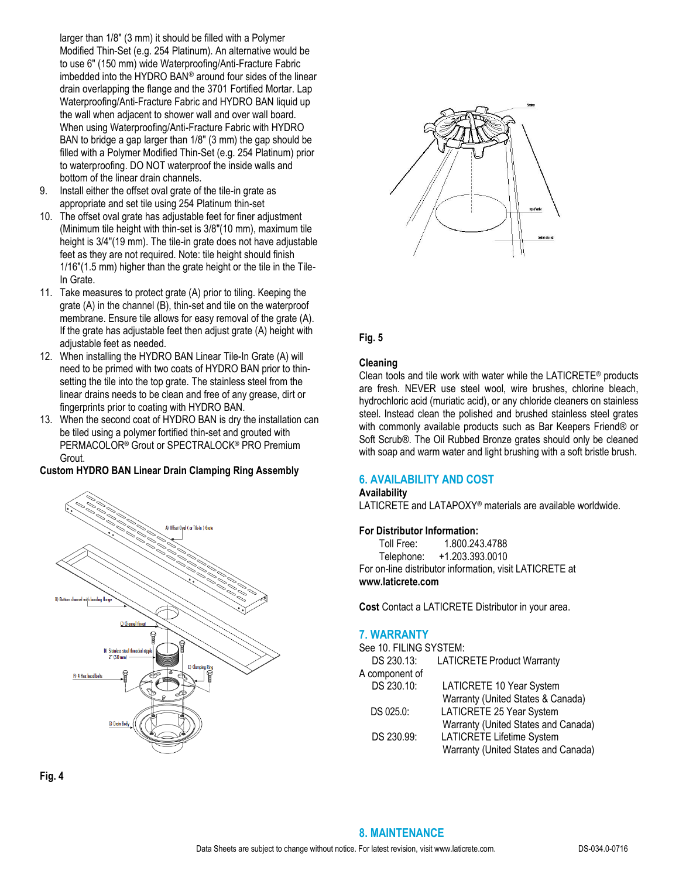larger than 1/8" (3 mm) it should be filled with a Polymer Modified Thin-Set (e.g. 254 Platinum). An alternative would be to use 6" (150 mm) wide Waterproofing/Anti-Fracture Fabric imbedded into the HYDRO BAN® around four sides of the linear drain overlapping the flange and the 3701 Fortified Mortar. Lap Waterproofing/Anti-Fracture Fabric and HYDRO BAN liquid up the wall when adjacent to shower wall and over wall board. When using Waterproofing/Anti-Fracture Fabric with HYDRO BAN to bridge a gap larger than 1/8" (3 mm) the gap should be filled with a Polymer Modified Thin-Set (e.g. 254 Platinum) prior to waterproofing. DO NOT waterproof the inside walls and bottom of the linear drain channels.

9. Install either the offset oval grate of the tile-in grate as appropriate and set tile using 254 Platinum thin-set
10. The offset oval grate has adjustable feet for finer adjustment (Minimum tile height with thin-set is 3/8"(10 mm), maximum tile height is 3/4"(19 mm). The tile-in grate does not have adjustable feet as they are not required. Note: tile height should finish 1/16"(1.5 mm) higher than the grate height or the tile in the Tile-In Grate.
11. Take measures to protect grate (A) prior to tiling. Keeping the grate (A) in the channel (B), thin-set and tile on the waterproof membrane. Ensure tile allows for easy removal of the grate (A). If the grate has adjustable feet then adjust grate (A) height with adjustable feet as needed.
12. When installing the HYDRO BAN Linear Tile-In Grate (A) will need to be primed with two coats of HYDRO BAN prior to thin-setting the tile into the top grate. The stainless steel from the linear drains needs to be clean and free of any grease, dirt or fingerprints prior to coating with HYDRO BAN.
13. When the second coat of HYDRO BAN is dry the installation can be tiled using a polymer fortified thin-set and grouted with PERMACOLOR® Grout or SPECTRALOCK® PRO Premium Grout.

**Custom HYDRO BAN Linear Drain Clamping Ring Assembly**

A) Offset Oval ( or Tile-In ) Grate
B) Bottom channel with bonding flange
C) Channel throat
D) Stainless steel threaded nipple 2" (50 mm)
E) Clamping Ring
F) 4 Hex head bolts
G) Drain Body

**Fig. 4**

Strainer
top of outlet
bottom of outlet

**Fig. 5**

**Cleaning**

Clean tools and tile work with water while the LATICRETE® products are fresh. NEVER use steel wool, wire brushes, chlorine bleach, hydrochloric acid (muriatic acid), or any chloride cleaners on stainless steel. Instead clean the polished and brushed stainless steel grates with commonly available products such as Bar Keepers Friend® or Soft Scrub®. The Oil Rubbed Bronze grates should only be cleaned with soap and warm water and light brushing with a soft bristle brush.

## 6. AVAILABILITY AND COST

**Availability**

LATICRETE and LATAPOXY® materials are available worldwide.

**For Distributor Information:**

Toll Free: 1.800.243.4788
Telephone: +1.203.393.0010

For on-line distributor information, visit LATICRETE at **www.laticrete.com**

**Cost** Contact a LATICRETE Distributor in your area.

## 7. WARRANTY

See 10. FILING SYSTEM:

DS 230.13: LATICRETE Product Warranty

A component of

DS 230.10: LATICRETE 10 Year System Warranty (United States & Canada)
DS 025.0: LATICRETE 25 Year System Warranty (United States and Canada)
DS 230.99: LATICRETE Lifetime System Warranty (United States and Canada)

## 8. MAINTENANCE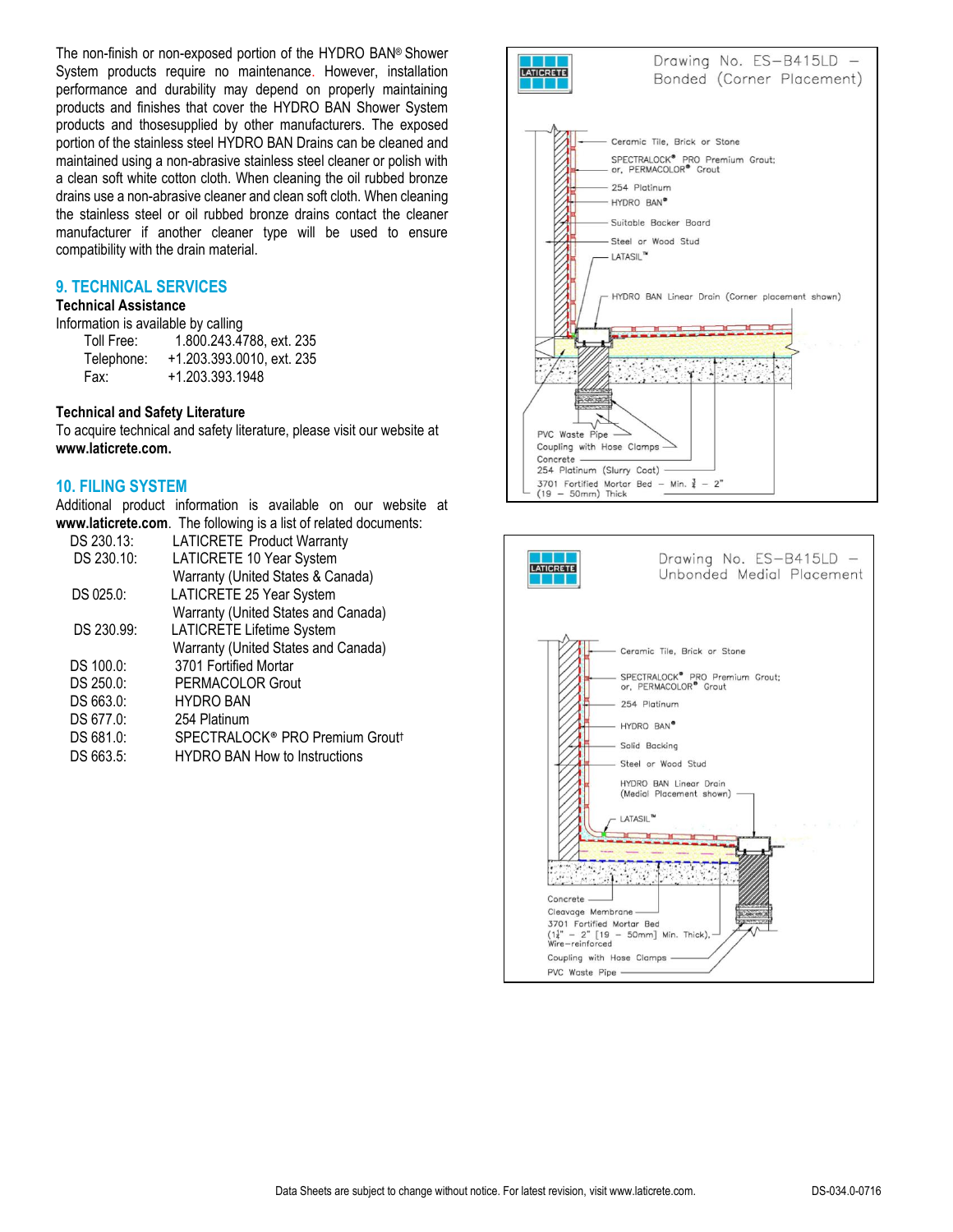The non-finish or non-exposed portion of the HYDRO BAN® Shower System products require no maintenance. However, installation performance and durability may depend on properly maintaining products and finishes that cover the HYDRO BAN Shower System products and thosesupplied by other manufacturers. The exposed portion of the stainless steel HYDRO BAN Drains can be cleaned and maintained using a non-abrasive stainless steel cleaner or polish with a clean soft white cotton cloth. When cleaning the oil rubbed bronze drains use a non-abrasive cleaner and clean soft cloth. When cleaning the stainless steel or oil rubbed bronze drains contact the cleaner manufacturer if another cleaner type will be used to ensure compatibility with the drain material.

## 9. TECHNICAL SERVICES

**Technical Assistance**

Information is available by calling

Toll Free: 1.800.243.4788, ext. 235
Telephone: +1.203.393.0010, ext. 235
Fax: +1.203.393.1948

**Technical and Safety Literature**

To acquire technical and safety literature, please visit our website at **www.laticrete.com.**

## 10. FILING SYSTEM

Additional product information is available on our website at **www.laticrete.com**. The following is a list of related documents:

| | |
|---|---|
| DS 230.13: | LATICRETE Product Warranty |
| DS 230.10: | LATICRETE 10 Year System Warranty (United States & Canada) |
| DS 025.0: | LATICRETE 25 Year System Warranty (United States and Canada) |
| DS 230.99: | LATICRETE Lifetime System Warranty (United States and Canada) |
| DS 100.0: | 3701 Fortified Mortar |
| DS 250.0: | PERMACOLOR Grout |
| DS 663.0: | HYDRO BAN |
| DS 677.0: | 254 Platinum |
| DS 681.0: | SPECTRALOCK® PRO Premium Grout† |
| DS 663.5: | HYDRO BAN How to Instructions |

LATICRETE

Drawing No. ES–B415LD – Bonded (Corner Placement)

Ceramic Tile, Brick or Stone
SPECTRALOCK® PRO Premium Grout; or, PERMACOLOR® Grout
254 Platinum
HYDRO BAN®
Suitable Backer Board
Steel or Wood Stud
LATASIL™
HYDRO BAN Linear Drain (Corner placement shown)
PVC Waste Pipe
Coupling with Hose Clamps
Concrete
254 Platinum (Slurry Coat)
3701 Fortified Mortar Bed – Min. ¾ – 2" (19 – 50mm) Thick

LATICRETE

Drawing No. ES–B415LD – Unbonded Medial Placement

Ceramic Tile, Brick or Stone
SPECTRALOCK® PRO Premium Grout; or, PERMACOLOR® Grout
254 Platinum
HYDRO BAN®
Solid Backing
Steel or Wood Stud
HYDRO BAN Linear Drain (Medial Placement shown)
LATASIL™
Concrete
Cleavage Membrane
3701 Fortified Mortar Bed (1¼" – 2" [19 – 50mm] Min. Thick), Wire–reinforced
Coupling with Hose Clamps
PVC Waste Pipe

Data Sheets are subject to change without notice. For latest revision, visit www.laticrete.com.

DS-034.0-0716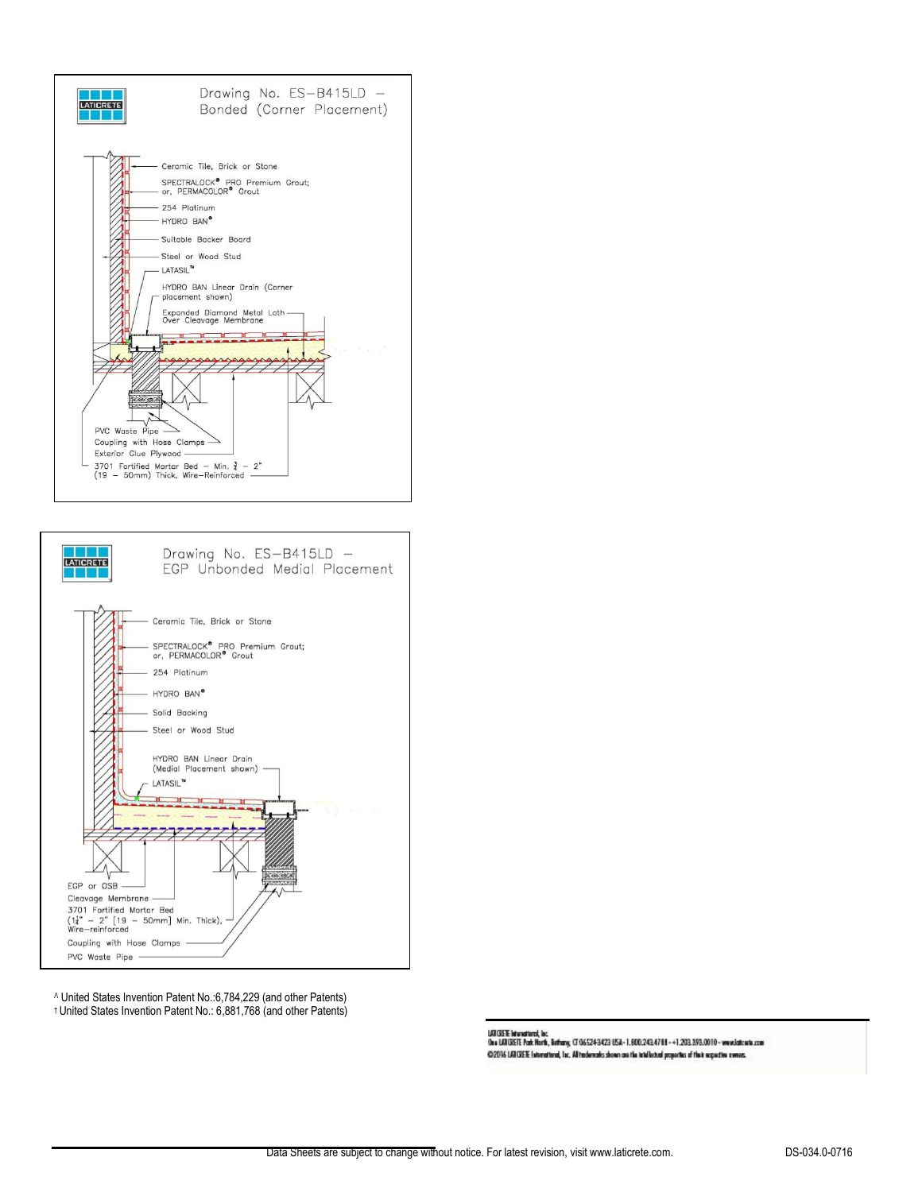Drawing No. ES–B415LD – Bonded (Corner Placement)

Ceramic Tile, Brick or Stone

SPECTRALOCK® PRO Premium Grout; or, PERMACOLOR® Grout

254 Platinum

HYDRO BAN®

Suitable Backer Board

Steel or Wood Stud

LATASIL™

HYDRO BAN Linear Drain (Corner placement shown)

Expanded Diamond Metal Lath Over Cleavage Membrane

PVC Waste Pipe

Coupling with Hose Clamps

Exterior Glue Plywood

3701 Fortified Mortar Bed – Min. ¾ – 2" (19 – 50mm) Thick, Wire–Reinforced

Drawing No. ES–B415LD – EGP Unbonded Medial Placement

Ceramic Tile, Brick or Stone

SPECTRALOCK® PRO Premium Grout; or, PERMACOLOR® Grout

254 Platinum

HYDRO BAN®

Solid Backing

Steel or Wood Stud

HYDRO BAN Linear Drain (Medial Placement shown)

LATASIL™

EGP or OSB

Cleavage Membrane

3701 Fortified Mortar Bed (1¼" – 2" [19 – 50mm] Min. Thick), Wire–reinforced

Coupling with Hose Clamps

PVC Waste Pipe

^ United States Invention Patent No.:6,784,229 (and other Patents)
† United States Invention Patent No.: 6,881,768 (and other Patents)

LATICRETE International, Inc.
One LATICRETE Park North, Bethany, CT 06524-3423 USA • 1.800.243.4788 • +1.203.393.0010 • www.laticrete.com
©2016 LATICRETE International, Inc. All trademarks shown are the intellectual properties of their respective owners.

Data Sheets are subject to change without notice. For latest revision, visit www.laticrete.com.

DS-034.0-0716